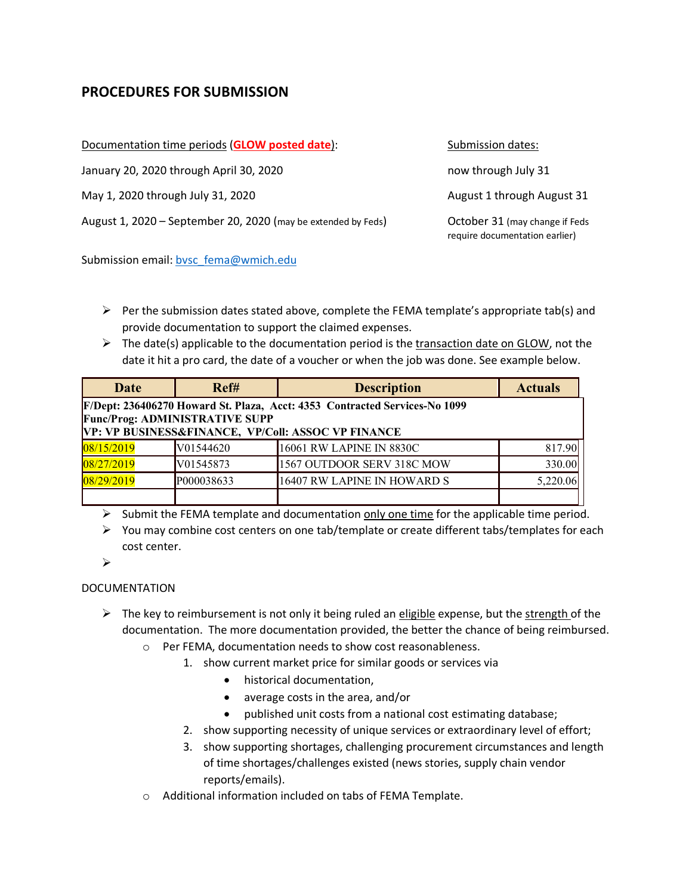## PROCEDURES FOR SUBMISSION

| Documentation time periods (**GLOW posted date**): | Submission dates: |
|---|---|
| January 20, 2020 through April 30, 2020 | now through July 31 |
| May 1, 2020 through July 31, 2020 | August 1 through August 31 |
| August 1, 2020 – September 20, 2020 (may be extended by Feds) | October 31 (may change if Feds require documentation earlier) |

Submission email: bvsc_fema@wmich.edu

- Per the submission dates stated above, complete the FEMA template's appropriate tab(s) and provide documentation to support the claimed expenses.
- The date(s) applicable to the documentation period is the transaction date on GLOW, not the date it hit a pro card, the date of a voucher or when the job was done. See example below.

| Date | Ref# | Description | Actuals |
|---|---|---|---|
| **F/Dept: 236406270 Howard St. Plaza, Acct: 4353 Contracted Services-No 1099 Func/Prog: ADMINISTRATIVE SUPP VP: VP BUSINESS&FINANCE, VP/Coll: ASSOC VP FINANCE** | | | |
| 08/15/2019 | V01544620 | 16061 RW LAPINE IN 8830C | 817.90 |
| 08/27/2019 | V01545873 | 1567 OUTDOOR SERV 318C MOW | 330.00 |
| 08/29/2019 | P000038633 | 16407 RW LAPINE IN HOWARD S | 5,220.06 |
| | | | |

- Submit the FEMA template and documentation only one time for the applicable time period.
- You may combine cost centers on one tab/template or create different tabs/templates for each cost center.
- 

DOCUMENTATION

- The key to reimbursement is not only it being ruled an eligible expense, but the strength of the documentation. The more documentation provided, the better the chance of being reimbursed.
  - Per FEMA, documentation needs to show cost reasonableness.
    1. show current market price for similar goods or services via
       - historical documentation,
       - average costs in the area, and/or
       - published unit costs from a national cost estimating database;
    2. show supporting necessity of unique services or extraordinary level of effort;
    3. show supporting shortages, challenging procurement circumstances and length of time shortages/challenges existed (news stories, supply chain vendor reports/emails).
  - Additional information included on tabs of FEMA Template.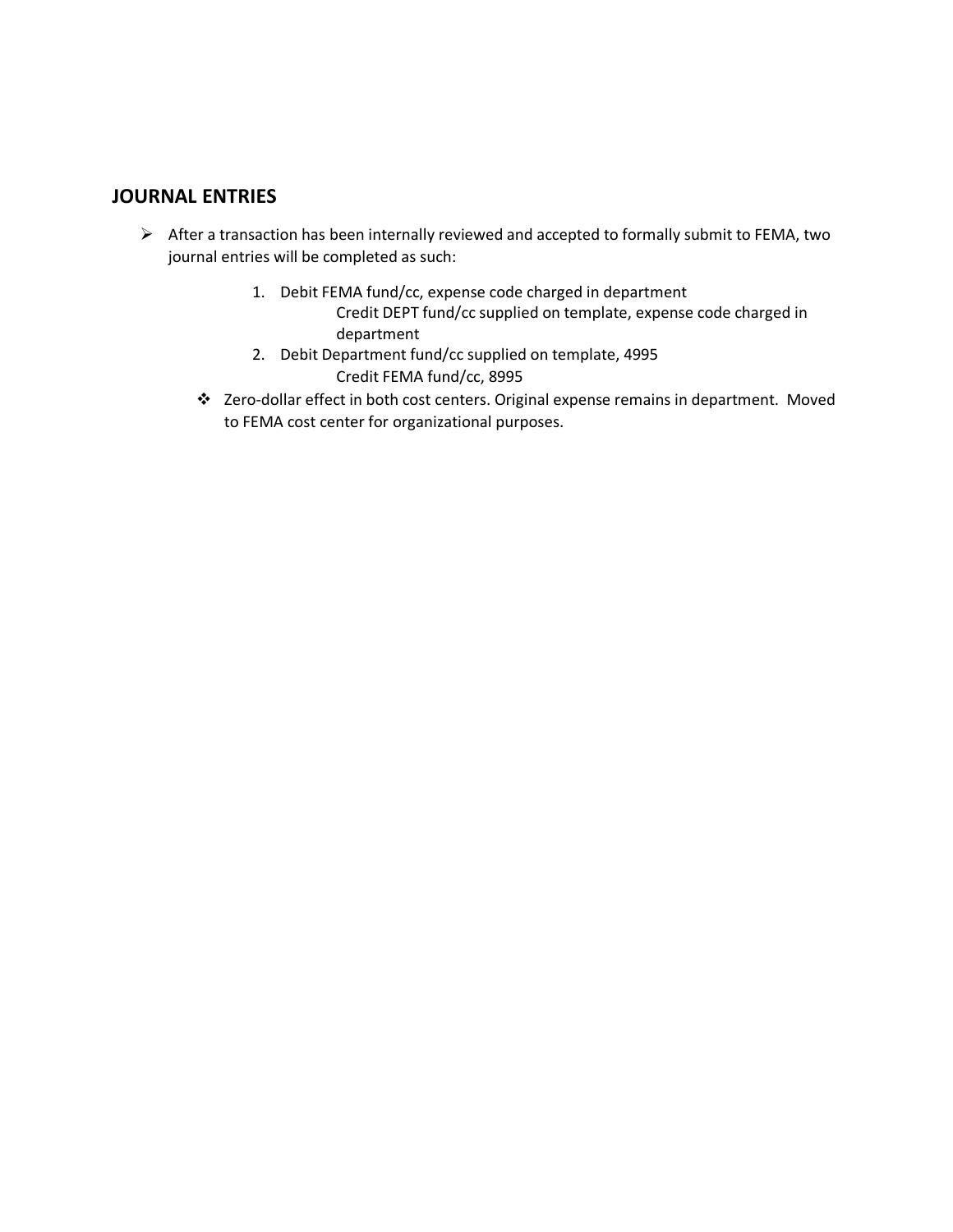## JOURNAL ENTRIES

- After a transaction has been internally reviewed and accepted to formally submit to FEMA, two journal entries will be completed as such:

    1. Debit FEMA fund/cc, expense code charged in department
       Credit DEPT fund/cc supplied on template, expense code charged in department
    2. Debit Department fund/cc supplied on template, 4995
       Credit FEMA fund/cc, 8995

  - Zero-dollar effect in both cost centers. Original expense remains in department. Moved to FEMA cost center for organizational purposes.